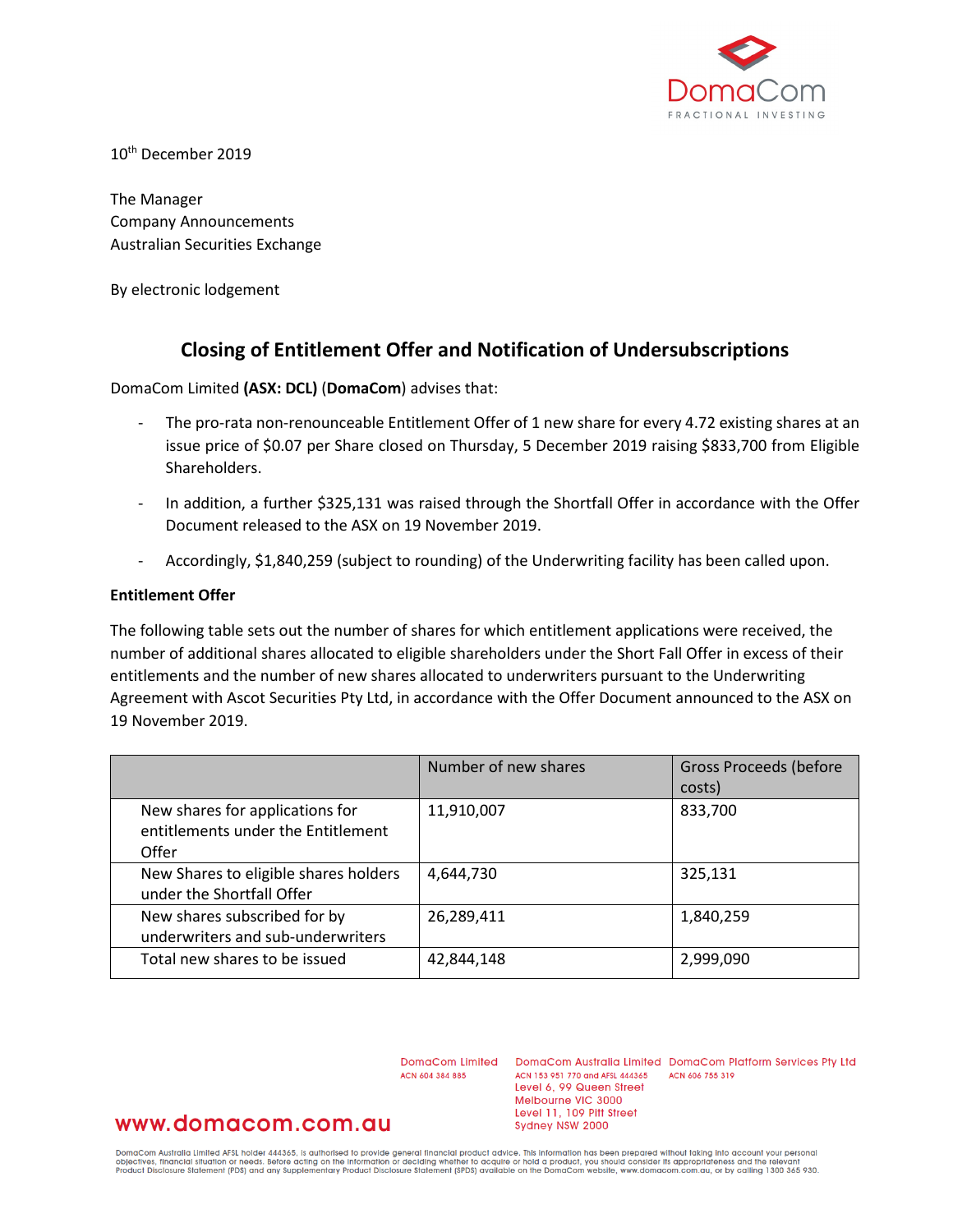DomaCom

FRACTIONAL INVESTING

10th December 2019

The Manager
Company Announcements
Australian Securities Exchange

By electronic lodgement

## Closing of Entitlement Offer and Notification of Undersubscriptions

DomaCom Limited **(ASX: DCL)** (**DomaCom**) advises that:

- The pro-rata non-renounceable Entitlement Offer of 1 new share for every 4.72 existing shares at an issue price of $0.07 per Share closed on Thursday, 5 December 2019 raising $833,700 from Eligible Shareholders.
- In addition, a further $325,131 was raised through the Shortfall Offer in accordance with the Offer Document released to the ASX on 19 November 2019.
- Accordingly, $1,840,259 (subject to rounding) of the Underwriting facility has been called upon.

**Entitlement Offer**

The following table sets out the number of shares for which entitlement applications were received, the number of additional shares allocated to eligible shareholders under the Short Fall Offer in excess of their entitlements and the number of new shares allocated to underwriters pursuant to the Underwriting Agreement with Ascot Securities Pty Ltd, in accordance with the Offer Document announced to the ASX on 19 November 2019.

| | Number of new shares | Gross Proceeds (before costs) |
|---|---|---|
| New shares for applications for entitlements under the Entitlement Offer | 11,910,007 | 833,700 |
| New Shares to eligible shares holders under the Shortfall Offer | 4,644,730 | 325,131 |
| New shares subscribed for by underwriters and sub-underwriters | 26,289,411 | 1,840,259 |
| Total new shares to be issued | 42,844,148 | 2,999,090 |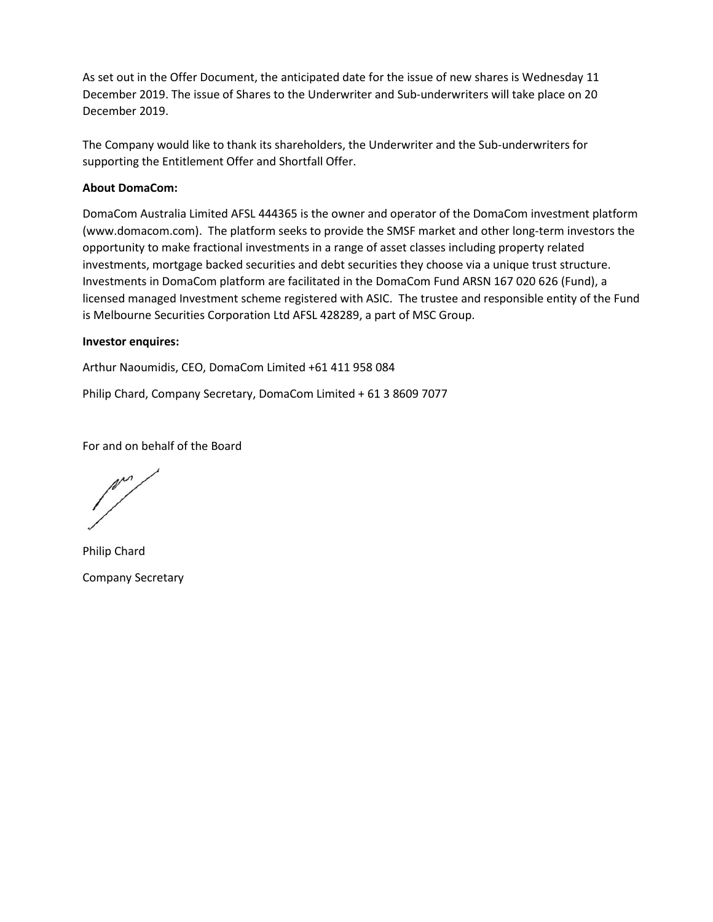As set out in the Offer Document, the anticipated date for the issue of new shares is Wednesday 11 December 2019. The issue of Shares to the Underwriter and Sub-underwriters will take place on 20 December 2019.

The Company would like to thank its shareholders, the Underwriter and the Sub-underwriters for supporting the Entitlement Offer and Shortfall Offer.

**About DomaCom:**

DomaCom Australia Limited AFSL 444365 is the owner and operator of the DomaCom investment platform (www.domacom.com). The platform seeks to provide the SMSF market and other long-term investors the opportunity to make fractional investments in a range of asset classes including property related investments, mortgage backed securities and debt securities they choose via a unique trust structure. Investments in DomaCom platform are facilitated in the DomaCom Fund ARSN 167 020 626 (Fund), a licensed managed Investment scheme registered with ASIC. The trustee and responsible entity of the Fund is Melbourne Securities Corporation Ltd AFSL 428289, a part of MSC Group.

**Investor enquires:**

Arthur Naoumidis, CEO, DomaCom Limited +61 411 958 084

Philip Chard, Company Secretary, DomaCom Limited + 61 3 8609 7077

For and on behalf of the Board

Philip Chard

Company Secretary